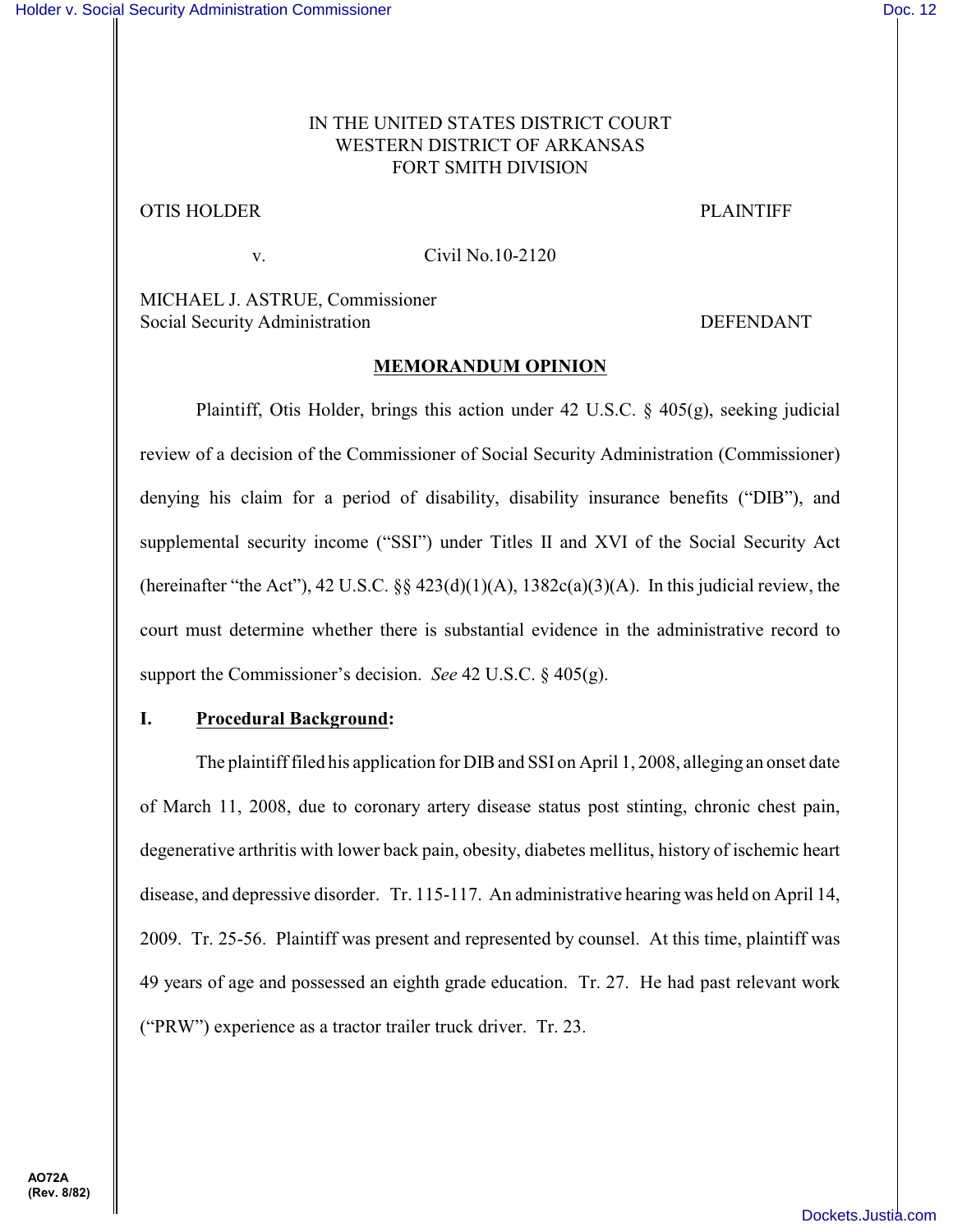IN THE UNITED STATES DISTRICT COURT
WESTERN DISTRICT OF ARKANSAS
FORT SMITH DIVISION

OTIS HOLDER PLAINTIFF

v. Civil No.10-2120

MICHAEL J. ASTRUE, Commissioner
Social Security Administration DEFENDANT

## MEMORANDUM OPINION

Plaintiff, Otis Holder, brings this action under 42 U.S.C. § 405(g), seeking judicial review of a decision of the Commissioner of Social Security Administration (Commissioner) denying his claim for a period of disability, disability insurance benefits ("DIB"), and supplemental security income ("SSI") under Titles II and XVI of the Social Security Act (hereinafter "the Act"), 42 U.S.C. §§ 423(d)(1)(A), 1382c(a)(3)(A). In this judicial review, the court must determine whether there is substantial evidence in the administrative record to support the Commissioner's decision. *See* 42 U.S.C. § 405(g).

### I. Procedural Background:

The plaintiff filed his application for DIB and SSI on April 1, 2008, alleging an onset date of March 11, 2008, due to coronary artery disease status post stinting, chronic chest pain, degenerative arthritis with lower back pain, obesity, diabetes mellitus, history of ischemic heart disease, and depressive disorder. Tr. 115-117. An administrative hearing was held on April 14, 2009. Tr. 25-56. Plaintiff was present and represented by counsel. At this time, plaintiff was 49 years of age and possessed an eighth grade education. Tr. 27. He had past relevant work ("PRW") experience as a tractor trailer truck driver. Tr. 23.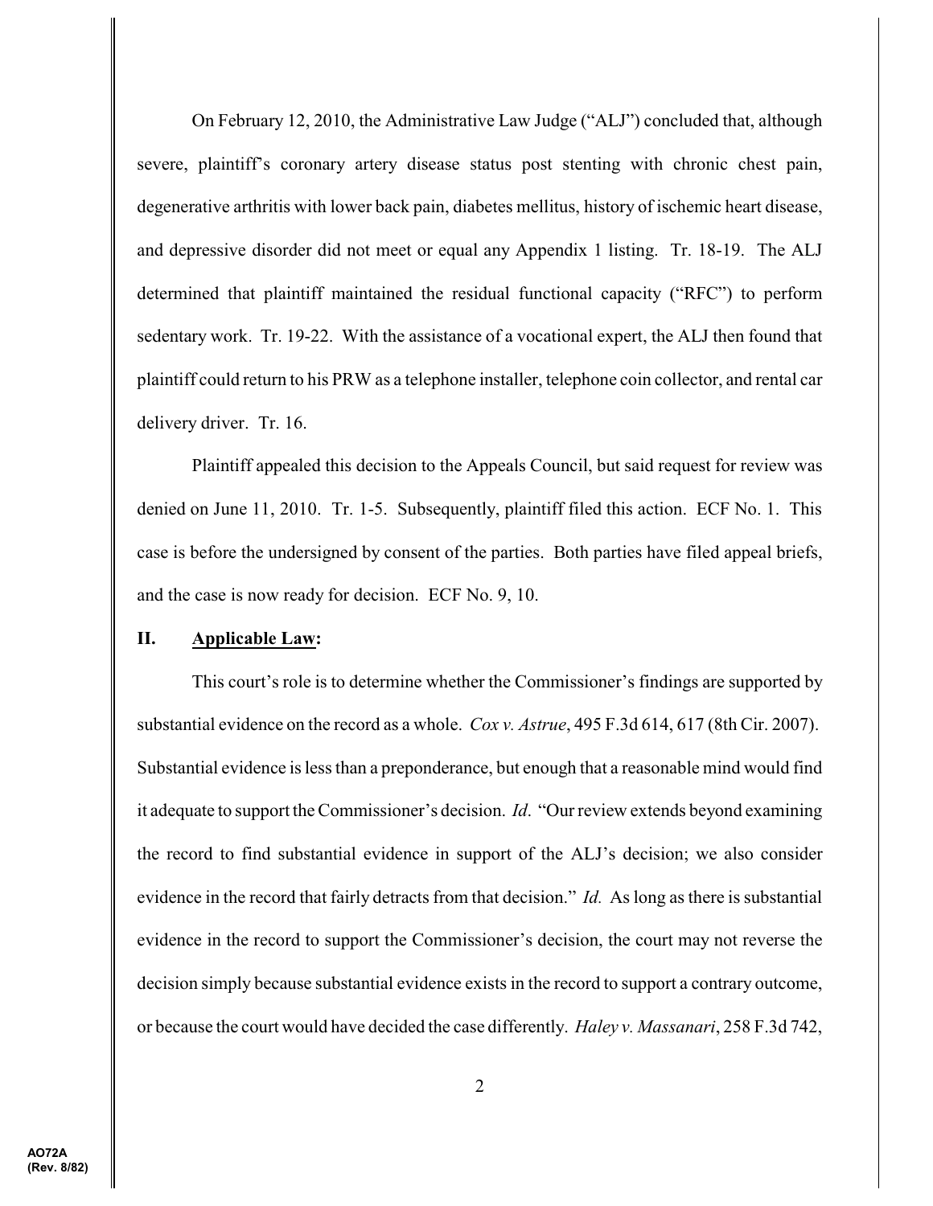On February 12, 2010, the Administrative Law Judge ("ALJ") concluded that, although severe, plaintiff's coronary artery disease status post stenting with chronic chest pain, degenerative arthritis with lower back pain, diabetes mellitus, history of ischemic heart disease, and depressive disorder did not meet or equal any Appendix 1 listing. Tr. 18-19. The ALJ determined that plaintiff maintained the residual functional capacity ("RFC") to perform sedentary work. Tr. 19-22. With the assistance of a vocational expert, the ALJ then found that plaintiff could return to his PRW as a telephone installer, telephone coin collector, and rental car delivery driver. Tr. 16.

Plaintiff appealed this decision to the Appeals Council, but said request for review was denied on June 11, 2010. Tr. 1-5. Subsequently, plaintiff filed this action. ECF No. 1. This case is before the undersigned by consent of the parties. Both parties have filed appeal briefs, and the case is now ready for decision. ECF No. 9, 10.

## II. Applicable Law:

This court's role is to determine whether the Commissioner's findings are supported by substantial evidence on the record as a whole. *Cox v. Astrue*, 495 F.3d 614, 617 (8th Cir. 2007). Substantial evidence is less than a preponderance, but enough that a reasonable mind would find it adequate to support the Commissioner's decision. *Id*. "Our review extends beyond examining the record to find substantial evidence in support of the ALJ's decision; we also consider evidence in the record that fairly detracts from that decision." *Id.* As long as there is substantial evidence in the record to support the Commissioner's decision, the court may not reverse the decision simply because substantial evidence exists in the record to support a contrary outcome, or because the court would have decided the case differently. *Haley v. Massanari*, 258 F.3d 742,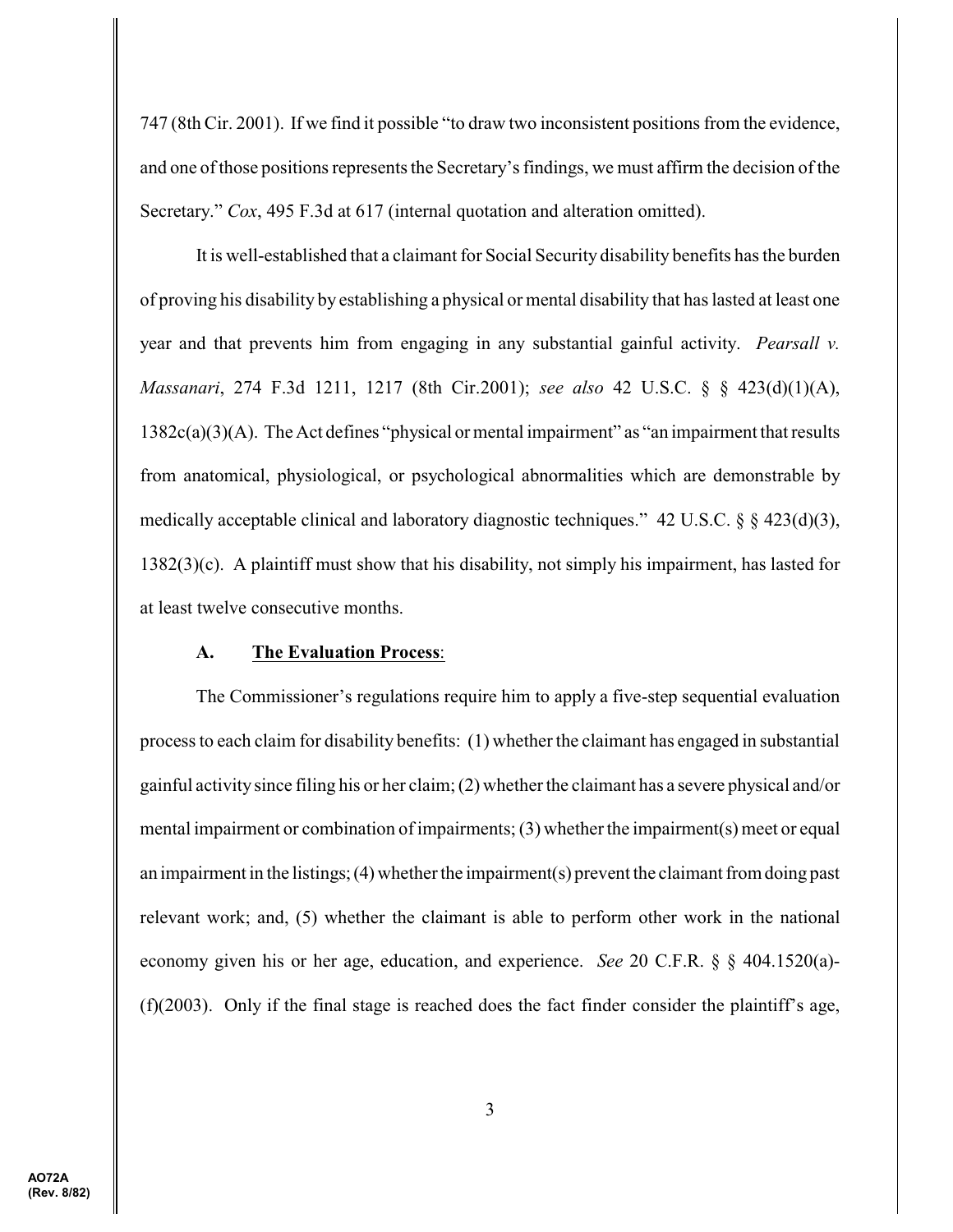747 (8th Cir. 2001). If we find it possible "to draw two inconsistent positions from the evidence, and one of those positions represents the Secretary's findings, we must affirm the decision of the Secretary." *Cox*, 495 F.3d at 617 (internal quotation and alteration omitted).

It is well-established that a claimant for Social Security disability benefits has the burden of proving his disability by establishing a physical or mental disability that has lasted at least one year and that prevents him from engaging in any substantial gainful activity. *Pearsall v. Massanari*, 274 F.3d 1211, 1217 (8th Cir.2001); *see also* 42 U.S.C. § § 423(d)(1)(A), 1382c(a)(3)(A). The Act defines "physical or mental impairment" as "an impairment that results from anatomical, physiological, or psychological abnormalities which are demonstrable by medically acceptable clinical and laboratory diagnostic techniques." 42 U.S.C. § § 423(d)(3), 1382(3)(c). A plaintiff must show that his disability, not simply his impairment, has lasted for at least twelve consecutive months.

**A. <u>The Evaluation Process</u>**:

The Commissioner's regulations require him to apply a five-step sequential evaluation process to each claim for disability benefits: (1) whether the claimant has engaged in substantial gainful activity since filing his or her claim; (2) whether the claimant has a severe physical and/or mental impairment or combination of impairments; (3) whether the impairment(s) meet or equal an impairment in the listings; (4) whether the impairment(s) prevent the claimant from doing past relevant work; and, (5) whether the claimant is able to perform other work in the national economy given his or her age, education, and experience. *See* 20 C.F.R. § § 404.1520(a)-(f)(2003). Only if the final stage is reached does the fact finder consider the plaintiff's age,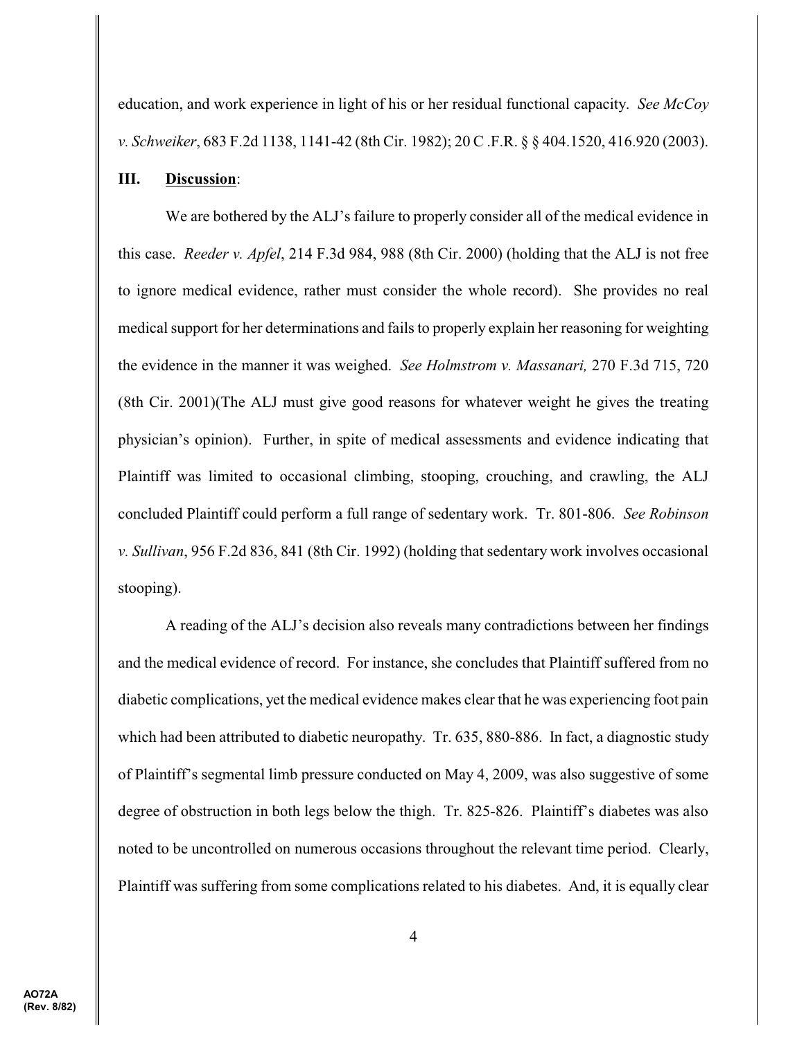education, and work experience in light of his or her residual functional capacity. *See McCoy v. Schweiker*, 683 F.2d 1138, 1141-42 (8th Cir. 1982); 20 C .F.R. § § 404.1520, 416.920 (2003).

**III. <u>Discussion</u>**:

We are bothered by the ALJ's failure to properly consider all of the medical evidence in this case. *Reeder v. Apfel*, 214 F.3d 984, 988 (8th Cir. 2000) (holding that the ALJ is not free to ignore medical evidence, rather must consider the whole record). She provides no real medical support for her determinations and fails to properly explain her reasoning for weighting the evidence in the manner it was weighed. *See Holmstrom v. Massanari,* 270 F.3d 715, 720 (8th Cir. 2001)(The ALJ must give good reasons for whatever weight he gives the treating physician's opinion). Further, in spite of medical assessments and evidence indicating that Plaintiff was limited to occasional climbing, stooping, crouching, and crawling, the ALJ concluded Plaintiff could perform a full range of sedentary work. Tr. 801-806. *See Robinson v. Sullivan*, 956 F.2d 836, 841 (8th Cir. 1992) (holding that sedentary work involves occasional stooping).

A reading of the ALJ's decision also reveals many contradictions between her findings and the medical evidence of record. For instance, she concludes that Plaintiff suffered from no diabetic complications, yet the medical evidence makes clear that he was experiencing foot pain which had been attributed to diabetic neuropathy. Tr. 635, 880-886. In fact, a diagnostic study of Plaintiff's segmental limb pressure conducted on May 4, 2009, was also suggestive of some degree of obstruction in both legs below the thigh. Tr. 825-826. Plaintiff's diabetes was also noted to be uncontrolled on numerous occasions throughout the relevant time period. Clearly, Plaintiff was suffering from some complications related to his diabetes. And, it is equally clear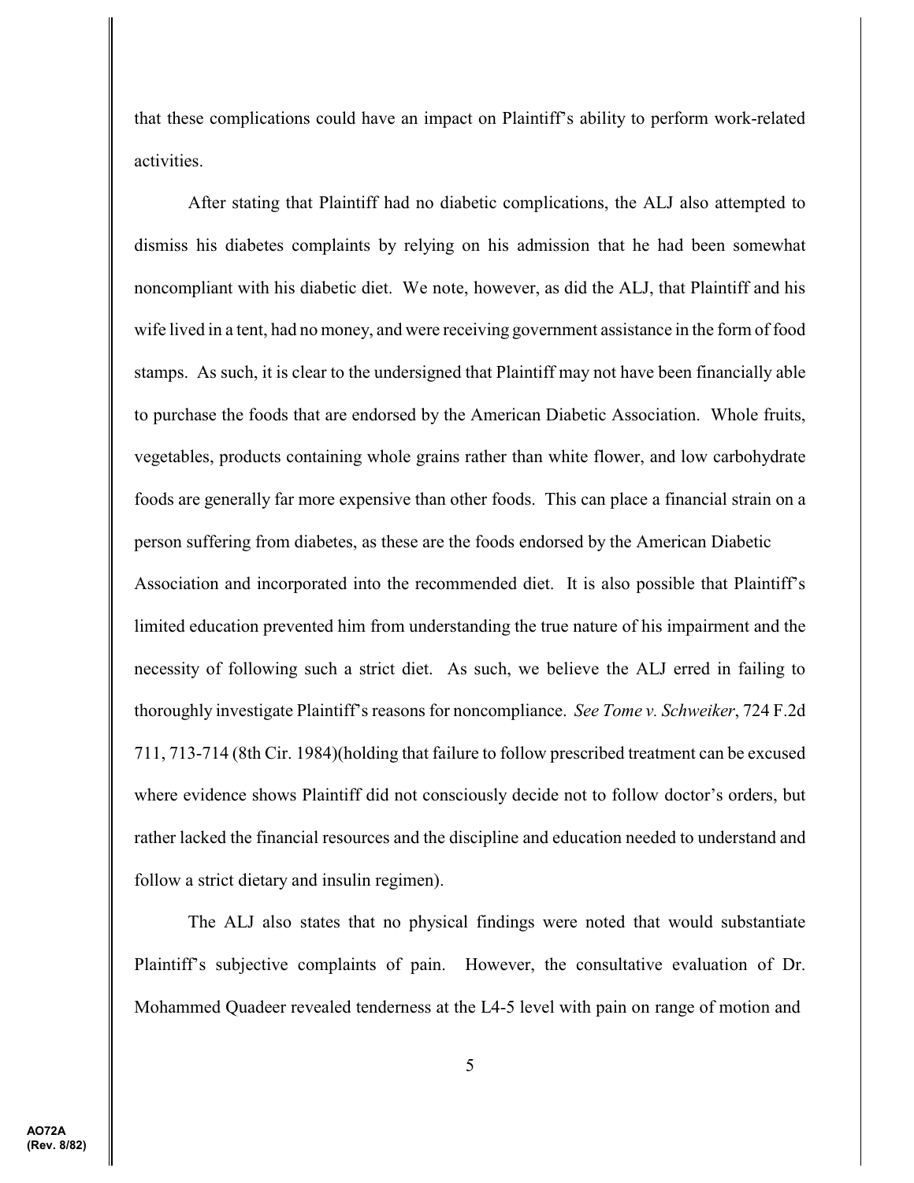that these complications could have an impact on Plaintiff's ability to perform work-related activities.

After stating that Plaintiff had no diabetic complications, the ALJ also attempted to dismiss his diabetes complaints by relying on his admission that he had been somewhat noncompliant with his diabetic diet. We note, however, as did the ALJ, that Plaintiff and his wife lived in a tent, had no money, and were receiving government assistance in the form of food stamps. As such, it is clear to the undersigned that Plaintiff may not have been financially able to purchase the foods that are endorsed by the American Diabetic Association. Whole fruits, vegetables, products containing whole grains rather than white flower, and low carbohydrate foods are generally far more expensive than other foods. This can place a financial strain on a person suffering from diabetes, as these are the foods endorsed by the American Diabetic Association and incorporated into the recommended diet. It is also possible that Plaintiff's limited education prevented him from understanding the true nature of his impairment and the necessity of following such a strict diet. As such, we believe the ALJ erred in failing to thoroughly investigate Plaintiff's reasons for noncompliance. *See Tome v. Schweiker*, 724 F.2d 711, 713-714 (8th Cir. 1984)(holding that failure to follow prescribed treatment can be excused where evidence shows Plaintiff did not consciously decide not to follow doctor's orders, but rather lacked the financial resources and the discipline and education needed to understand and follow a strict dietary and insulin regimen).

The ALJ also states that no physical findings were noted that would substantiate Plaintiff's subjective complaints of pain. However, the consultative evaluation of Dr. Mohammed Quadeer revealed tenderness at the L4-5 level with pain on range of motion and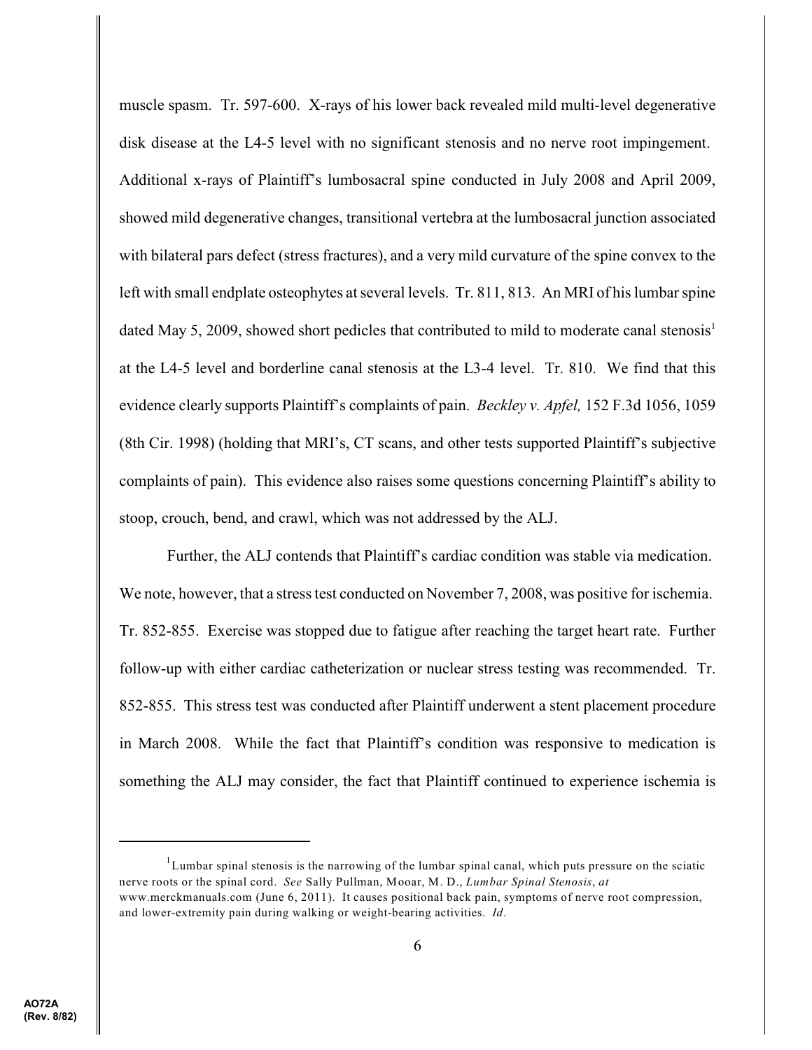muscle spasm. Tr. 597-600. X-rays of his lower back revealed mild multi-level degenerative disk disease at the L4-5 level with no significant stenosis and no nerve root impingement. Additional x-rays of Plaintiff's lumbosacral spine conducted in July 2008 and April 2009, showed mild degenerative changes, transitional vertebra at the lumbosacral junction associated with bilateral pars defect (stress fractures), and a very mild curvature of the spine convex to the left with small endplate osteophytes at several levels. Tr. 811, 813. An MRI of his lumbar spine dated May 5, 2009, showed short pedicles that contributed to mild to moderate canal stenosis[1] at the L4-5 level and borderline canal stenosis at the L3-4 level. Tr. 810. We find that this evidence clearly supports Plaintiff's complaints of pain. *Beckley v. Apfel,* 152 F.3d 1056, 1059 (8th Cir. 1998) (holding that MRI's, CT scans, and other tests supported Plaintiff's subjective complaints of pain). This evidence also raises some questions concerning Plaintiff's ability to stoop, crouch, bend, and crawl, which was not addressed by the ALJ.

Further, the ALJ contends that Plaintiff's cardiac condition was stable via medication. We note, however, that a stress test conducted on November 7, 2008, was positive for ischemia. Tr. 852-855. Exercise was stopped due to fatigue after reaching the target heart rate. Further follow-up with either cardiac catheterization or nuclear stress testing was recommended. Tr. 852-855. This stress test was conducted after Plaintiff underwent a stent placement procedure in March 2008. While the fact that Plaintiff's condition was responsive to medication is something the ALJ may consider, the fact that Plaintiff continued to experience ischemia is

---

[1] Lumbar spinal stenosis is the narrowing of the lumbar spinal canal, which puts pressure on the sciatic nerve roots or the spinal cord. *See* Sally Pullman, Mooar, M. D., *Lumbar Spinal Stenosis*, *at* www.merckmanuals.com (June 6, 2011). It causes positional back pain, symptoms of nerve root compression, and lower-extremity pain during walking or weight-bearing activities. *Id*.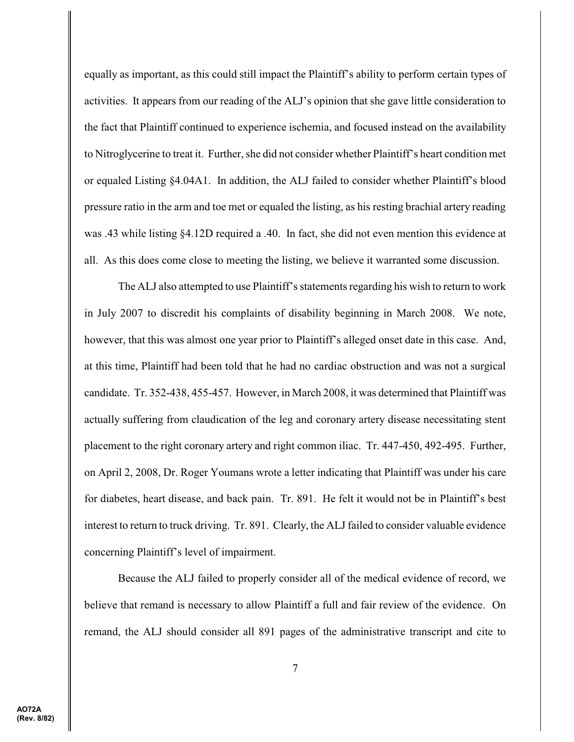equally as important, as this could still impact the Plaintiff's ability to perform certain types of activities. It appears from our reading of the ALJ's opinion that she gave little consideration to the fact that Plaintiff continued to experience ischemia, and focused instead on the availability to Nitroglycerine to treat it. Further, she did not consider whether Plaintiff's heart condition met or equaled Listing §4.04A1. In addition, the ALJ failed to consider whether Plaintiff's blood pressure ratio in the arm and toe met or equaled the listing, as his resting brachial artery reading was .43 while listing §4.12D required a .40. In fact, she did not even mention this evidence at all. As this does come close to meeting the listing, we believe it warranted some discussion.

The ALJ also attempted to use Plaintiff's statements regarding his wish to return to work in July 2007 to discredit his complaints of disability beginning in March 2008. We note, however, that this was almost one year prior to Plaintiff's alleged onset date in this case. And, at this time, Plaintiff had been told that he had no cardiac obstruction and was not a surgical candidate. Tr. 352-438, 455-457. However, in March 2008, it was determined that Plaintiff was actually suffering from claudication of the leg and coronary artery disease necessitating stent placement to the right coronary artery and right common iliac. Tr. 447-450, 492-495. Further, on April 2, 2008, Dr. Roger Youmans wrote a letter indicating that Plaintiff was under his care for diabetes, heart disease, and back pain. Tr. 891. He felt it would not be in Plaintiff's best interest to return to truck driving. Tr. 891. Clearly, the ALJ failed to consider valuable evidence concerning Plaintiff's level of impairment.

Because the ALJ failed to properly consider all of the medical evidence of record, we believe that remand is necessary to allow Plaintiff a full and fair review of the evidence. On remand, the ALJ should consider all 891 pages of the administrative transcript and cite to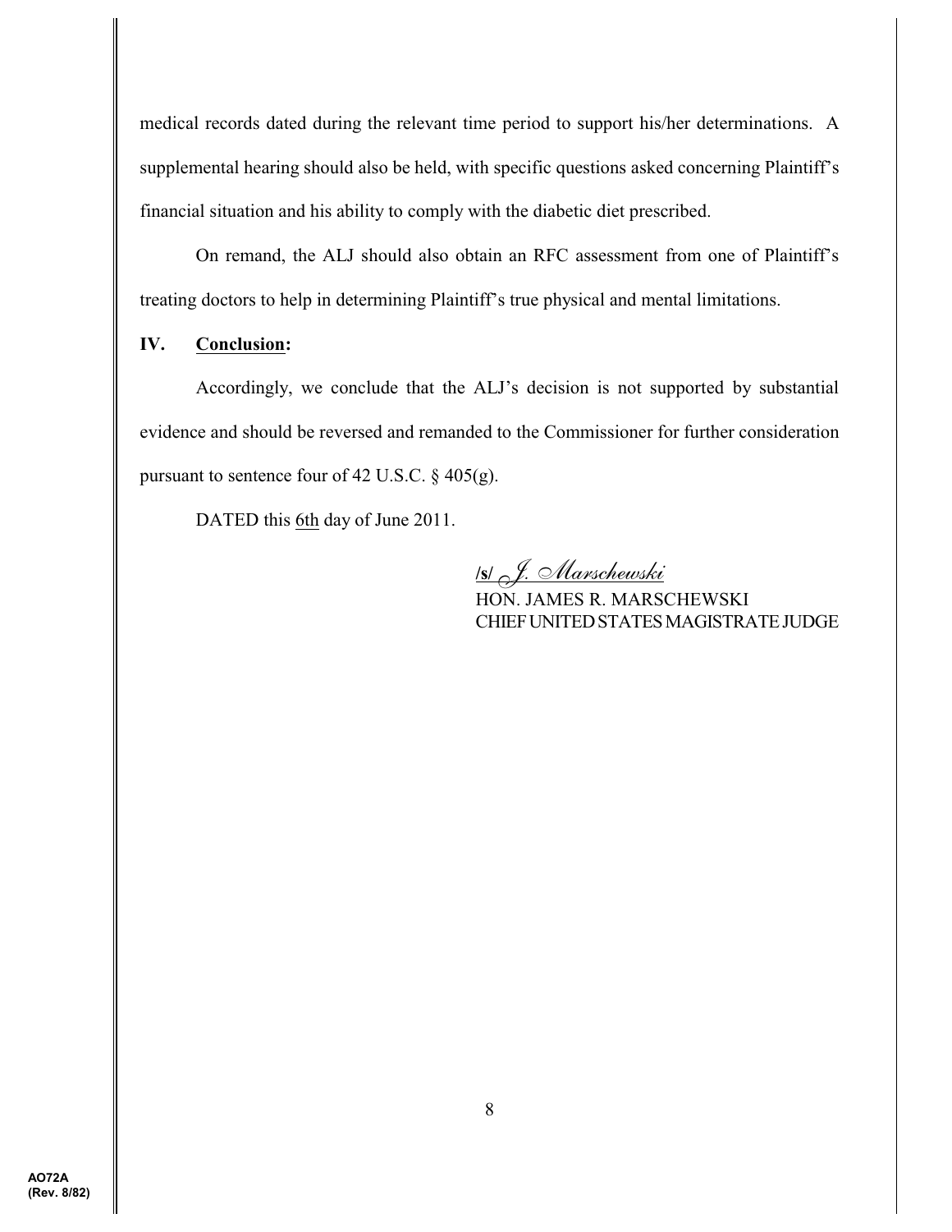medical records dated during the relevant time period to support his/her determinations. A supplemental hearing should also be held, with specific questions asked concerning Plaintiff's financial situation and his ability to comply with the diabetic diet prescribed.

On remand, the ALJ should also obtain an RFC assessment from one of Plaintiff's treating doctors to help in determining Plaintiff's true physical and mental limitations.

## IV. Conclusion:

Accordingly, we conclude that the ALJ's decision is not supported by substantial evidence and should be reversed and remanded to the Commissioner for further consideration pursuant to sentence four of 42 U.S.C. § 405(g).

DATED this 6th day of June 2011.

/s/ *J. Marschewski*
HON. JAMES R. MARSCHEWSKI
CHIEF UNITED STATES MAGISTRATE JUDGE